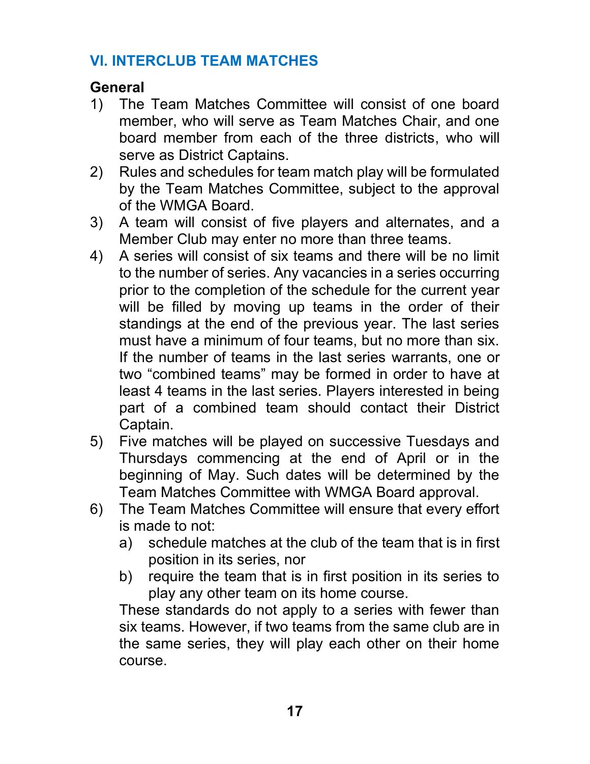## VI. INTERCLUB TEAM MATCHES

### General

1) The Team Matches Committee will consist of one board member, who will serve as Team Matches Chair, and one board member from each of the three districts, who will serve as District Captains.
2) Rules and schedules for team match play will be formulated by the Team Matches Committee, subject to the approval of the WMGA Board.
3) A team will consist of five players and alternates, and a Member Club may enter no more than three teams.
4) A series will consist of six teams and there will be no limit to the number of series. Any vacancies in a series occurring prior to the completion of the schedule for the current year will be filled by moving up teams in the order of their standings at the end of the previous year. The last series must have a minimum of four teams, but no more than six. If the number of teams in the last series warrants, one or two "combined teams" may be formed in order to have at least 4 teams in the last series. Players interested in being part of a combined team should contact their District Captain.
5) Five matches will be played on successive Tuesdays and Thursdays commencing at the end of April or in the beginning of May. Such dates will be determined by the Team Matches Committee with WMGA Board approval.
6) The Team Matches Committee will ensure that every effort is made to not:
   a) schedule matches at the club of the team that is in first position in its series, nor
   b) require the team that is in first position in its series to play any other team on its home course.

   These standards do not apply to a series with fewer than six teams. However, if two teams from the same club are in the same series, they will play each other on their home course.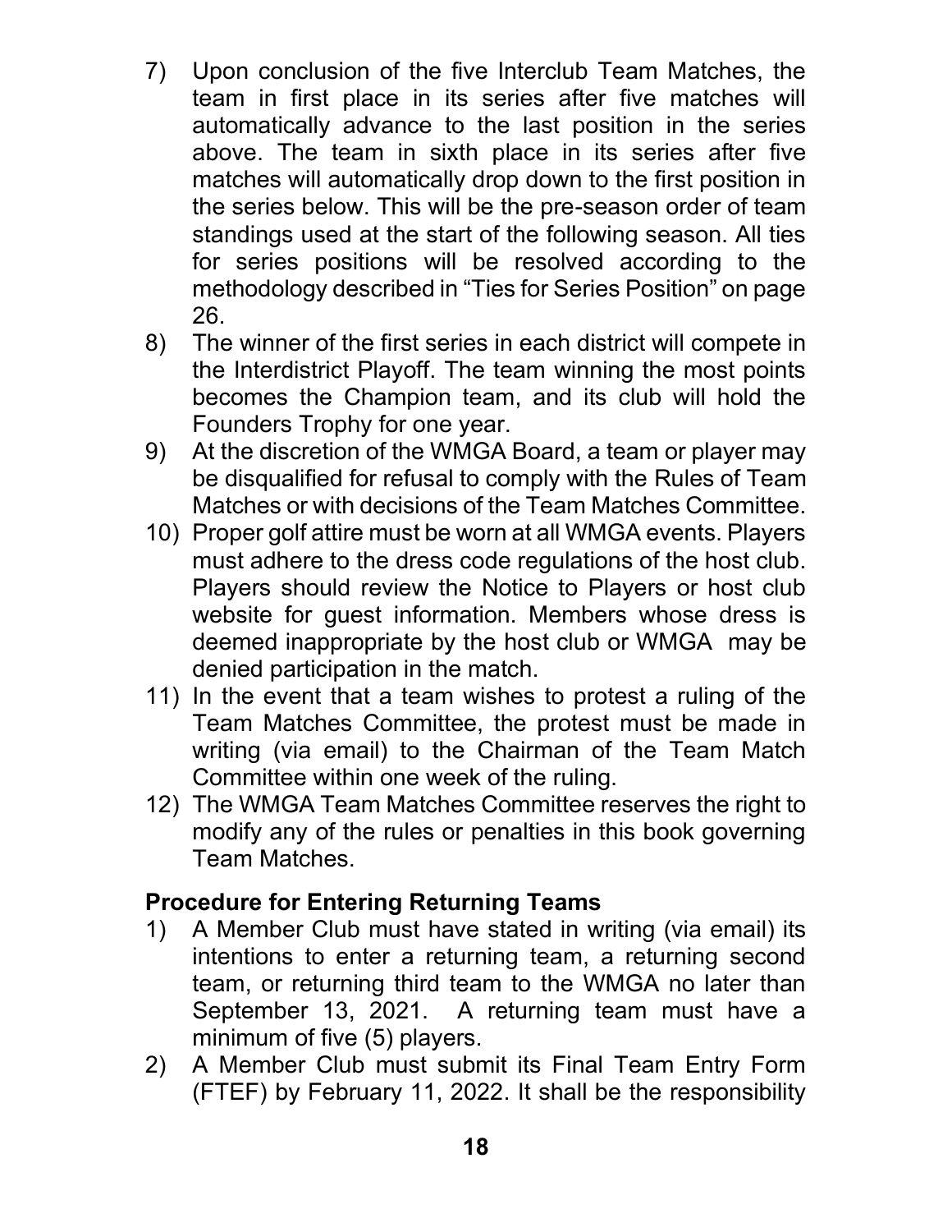7) Upon conclusion of the five Interclub Team Matches, the team in first place in its series after five matches will automatically advance to the last position in the series above. The team in sixth place in its series after five matches will automatically drop down to the first position in the series below. This will be the pre-season order of team standings used at the start of the following season. All ties for series positions will be resolved according to the methodology described in "Ties for Series Position" on page 26.
8) The winner of the first series in each district will compete in the Interdistrict Playoff. The team winning the most points becomes the Champion team, and its club will hold the Founders Trophy for one year.
9) At the discretion of the WMGA Board, a team or player may be disqualified for refusal to comply with the Rules of Team Matches or with decisions of the Team Matches Committee.
10) Proper golf attire must be worn at all WMGA events. Players must adhere to the dress code regulations of the host club. Players should review the Notice to Players or host club website for guest information. Members whose dress is deemed inappropriate by the host club or WMGA may be denied participation in the match.
11) In the event that a team wishes to protest a ruling of the Team Matches Committee, the protest must be made in writing (via email) to the Chairman of the Team Match Committee within one week of the ruling.
12) The WMGA Team Matches Committee reserves the right to modify any of the rules or penalties in this book governing Team Matches.

### Procedure for Entering Returning Teams

1) A Member Club must have stated in writing (via email) its intentions to enter a returning team, a returning second team, or returning third team to the WMGA no later than September 13, 2021. A returning team must have a minimum of five (5) players.
2) A Member Club must submit its Final Team Entry Form (FTEF) by February 11, 2022. It shall be the responsibility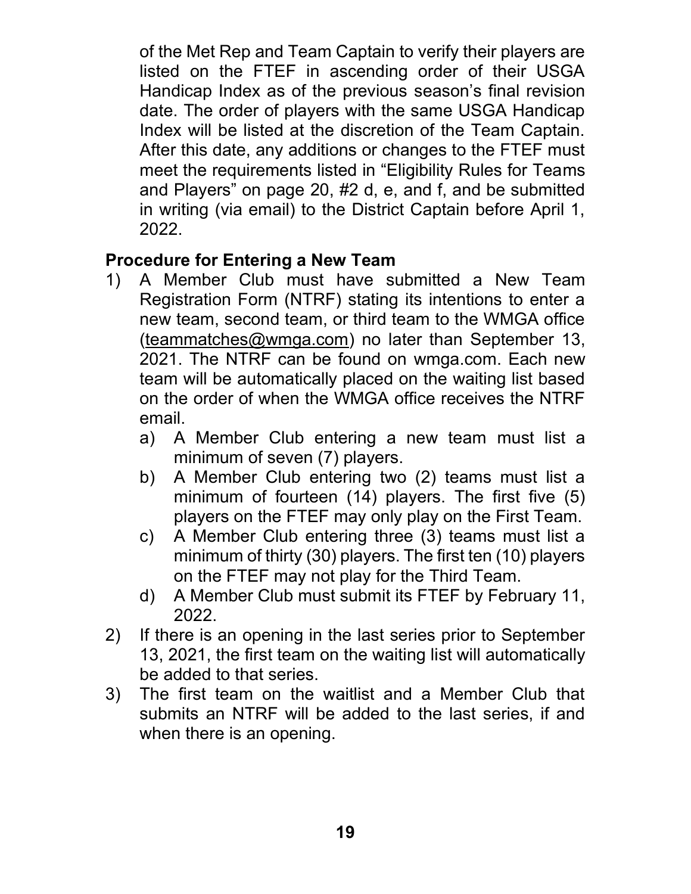of the Met Rep and Team Captain to verify their players are listed on the FTEF in ascending order of their USGA Handicap Index as of the previous season's final revision date. The order of players with the same USGA Handicap Index will be listed at the discretion of the Team Captain. After this date, any additions or changes to the FTEF must meet the requirements listed in "Eligibility Rules for Teams and Players" on page 20, #2 d, e, and f, and be submitted in writing (via email) to the District Captain before April 1, 2022.

### Procedure for Entering a New Team

1) A Member Club must have submitted a New Team Registration Form (NTRF) stating its intentions to enter a new team, second team, or third team to the WMGA office (teammatches@wmga.com) no later than September 13, 2021. The NTRF can be found on wmga.com. Each new team will be automatically placed on the waiting list based on the order of when the WMGA office receives the NTRF email.
   a) A Member Club entering a new team must list a minimum of seven (7) players.
   b) A Member Club entering two (2) teams must list a minimum of fourteen (14) players. The first five (5) players on the FTEF may only play on the First Team.
   c) A Member Club entering three (3) teams must list a minimum of thirty (30) players. The first ten (10) players on the FTEF may not play for the Third Team.
   d) A Member Club must submit its FTEF by February 11, 2022.
2) If there is an opening in the last series prior to September 13, 2021, the first team on the waiting list will automatically be added to that series.
3) The first team on the waitlist and a Member Club that submits an NTRF will be added to the last series, if and when there is an opening.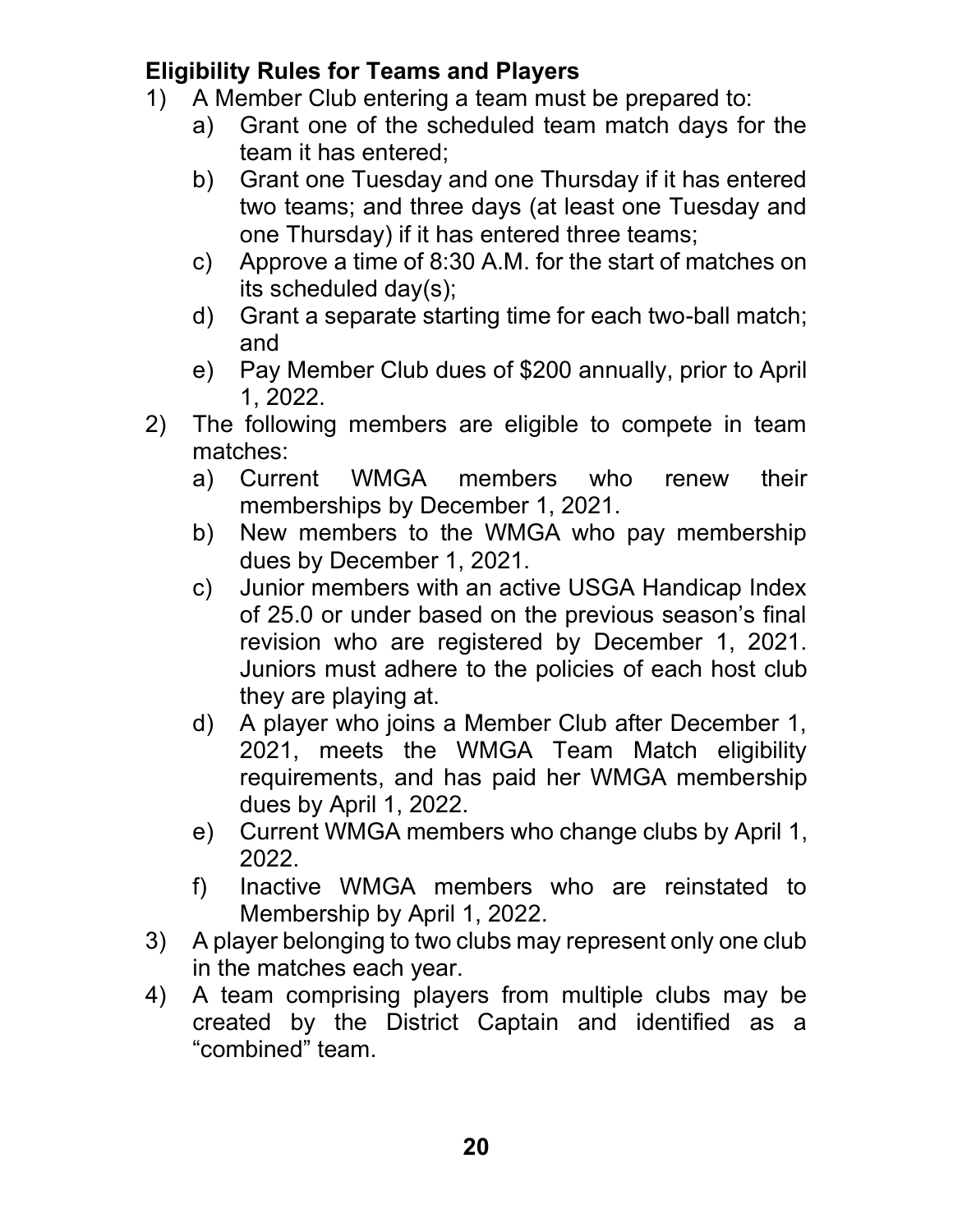## Eligibility Rules for Teams and Players

1) A Member Club entering a team must be prepared to:
   a) Grant one of the scheduled team match days for the team it has entered;
   b) Grant one Tuesday and one Thursday if it has entered two teams; and three days (at least one Tuesday and one Thursday) if it has entered three teams;
   c) Approve a time of 8:30 A.M. for the start of matches on its scheduled day(s);
   d) Grant a separate starting time for each two-ball match; and
   e) Pay Member Club dues of $200 annually, prior to April 1, 2022.
2) The following members are eligible to compete in team matches:
   a) Current WMGA members who renew their memberships by December 1, 2021.
   b) New members to the WMGA who pay membership dues by December 1, 2021.
   c) Junior members with an active USGA Handicap Index of 25.0 or under based on the previous season's final revision who are registered by December 1, 2021. Juniors must adhere to the policies of each host club they are playing at.
   d) A player who joins a Member Club after December 1, 2021, meets the WMGA Team Match eligibility requirements, and has paid her WMGA membership dues by April 1, 2022.
   e) Current WMGA members who change clubs by April 1, 2022.
   f) Inactive WMGA members who are reinstated to Membership by April 1, 2022.
3) A player belonging to two clubs may represent only one club in the matches each year.
4) A team comprising players from multiple clubs may be created by the District Captain and identified as a "combined" team.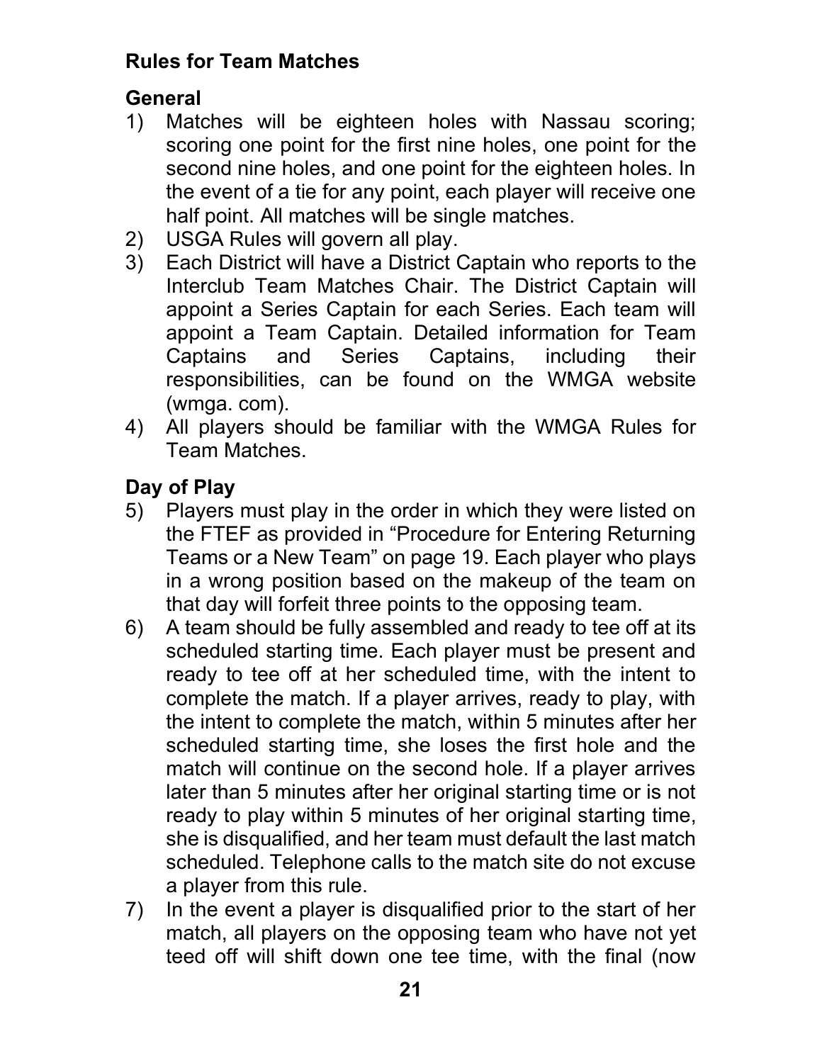## Rules for Team Matches

### General

1) Matches will be eighteen holes with Nassau scoring; scoring one point for the first nine holes, one point for the second nine holes, and one point for the eighteen holes. In the event of a tie for any point, each player will receive one half point. All matches will be single matches.
2) USGA Rules will govern all play.
3) Each District will have a District Captain who reports to the Interclub Team Matches Chair. The District Captain will appoint a Series Captain for each Series. Each team will appoint a Team Captain. Detailed information for Team Captains and Series Captains, including their responsibilities, can be found on the WMGA website (wmga. com).
4) All players should be familiar with the WMGA Rules for Team Matches.

### Day of Play

5) Players must play in the order in which they were listed on the FTEF as provided in "Procedure for Entering Returning Teams or a New Team" on page 19. Each player who plays in a wrong position based on the makeup of the team on that day will forfeit three points to the opposing team.
6) A team should be fully assembled and ready to tee off at its scheduled starting time. Each player must be present and ready to tee off at her scheduled time, with the intent to complete the match. If a player arrives, ready to play, with the intent to complete the match, within 5 minutes after her scheduled starting time, she loses the first hole and the match will continue on the second hole. If a player arrives later than 5 minutes after her original starting time or is not ready to play within 5 minutes of her original starting time, she is disqualified, and her team must default the last match scheduled. Telephone calls to the match site do not excuse a player from this rule.
7) In the event a player is disqualified prior to the start of her match, all players on the opposing team who have not yet teed off will shift down one tee time, with the final (now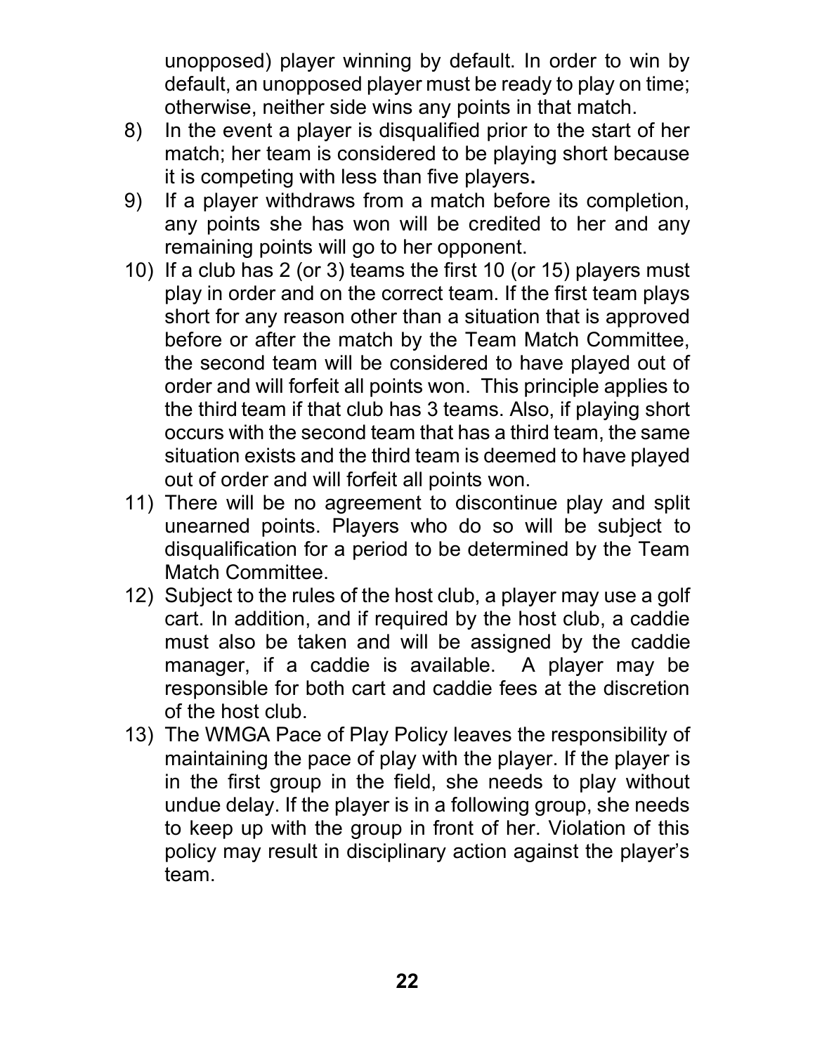unopposed) player winning by default. In order to win by default, an unopposed player must be ready to play on time; otherwise, neither side wins any points in that match.

8) In the event a player is disqualified prior to the start of her match; her team is considered to be playing short because it is competing with less than five players**.**
9) If a player withdraws from a match before its completion, any points she has won will be credited to her and any remaining points will go to her opponent.
10) If a club has 2 (or 3) teams the first 10 (or 15) players must play in order and on the correct team. If the first team plays short for any reason other than a situation that is approved before or after the match by the Team Match Committee, the second team will be considered to have played out of order and will forfeit all points won. This principle applies to the third team if that club has 3 teams. Also, if playing short occurs with the second team that has a third team, the same situation exists and the third team is deemed to have played out of order and will forfeit all points won.
11) There will be no agreement to discontinue play and split unearned points. Players who do so will be subject to disqualification for a period to be determined by the Team Match Committee.
12) Subject to the rules of the host club, a player may use a golf cart. In addition, and if required by the host club, a caddie must also be taken and will be assigned by the caddie manager, if a caddie is available. A player may be responsible for both cart and caddie fees at the discretion of the host club.
13) The WMGA Pace of Play Policy leaves the responsibility of maintaining the pace of play with the player. If the player is in the first group in the field, she needs to play without undue delay. If the player is in a following group, she needs to keep up with the group in front of her. Violation of this policy may result in disciplinary action against the player's team.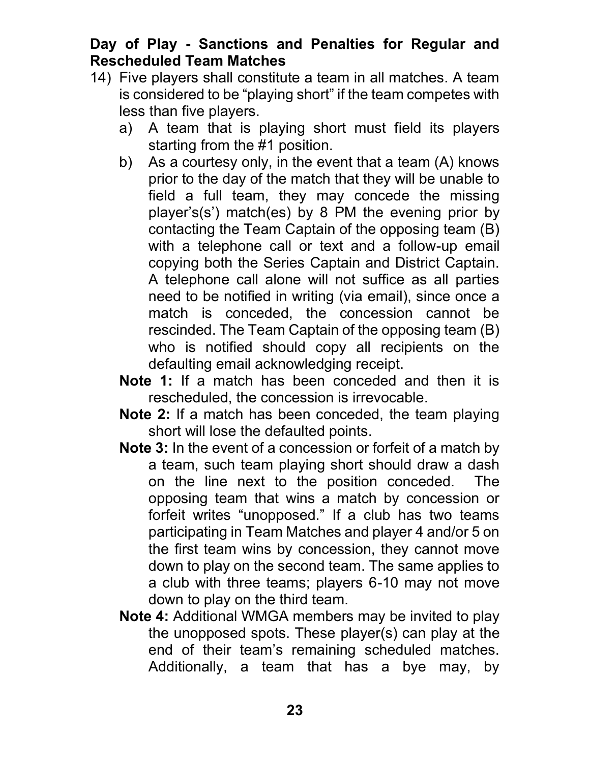**Day of Play - Sanctions and Penalties for Regular and Rescheduled Team Matches**

14) Five players shall constitute a team in all matches. A team is considered to be "playing short" if the team competes with less than five players.

   a) A team that is playing short must field its players starting from the #1 position.

   b) As a courtesy only, in the event that a team (A) knows prior to the day of the match that they will be unable to field a full team, they may concede the missing player's(s') match(es) by 8 PM the evening prior by contacting the Team Captain of the opposing team (B) with a telephone call or text and a follow-up email copying both the Series Captain and District Captain. A telephone call alone will not suffice as all parties need to be notified in writing (via email), since once a match is conceded, the concession cannot be rescinded. The Team Captain of the opposing team (B) who is notified should copy all recipients on the defaulting email acknowledging receipt.

   **Note 1:** If a match has been conceded and then it is rescheduled, the concession is irrevocable.

   **Note 2:** If a match has been conceded, the team playing short will lose the defaulted points.

   **Note 3:** In the event of a concession or forfeit of a match by a team, such team playing short should draw a dash on the line next to the position conceded. The opposing team that wins a match by concession or forfeit writes "unopposed." If a club has two teams participating in Team Matches and player 4 and/or 5 on the first team wins by concession, they cannot move down to play on the second team. The same applies to a club with three teams; players 6-10 may not move down to play on the third team.

   **Note 4:** Additional WMGA members may be invited to play the unopposed spots. These player(s) can play at the end of their team's remaining scheduled matches. Additionally, a team that has a bye may, by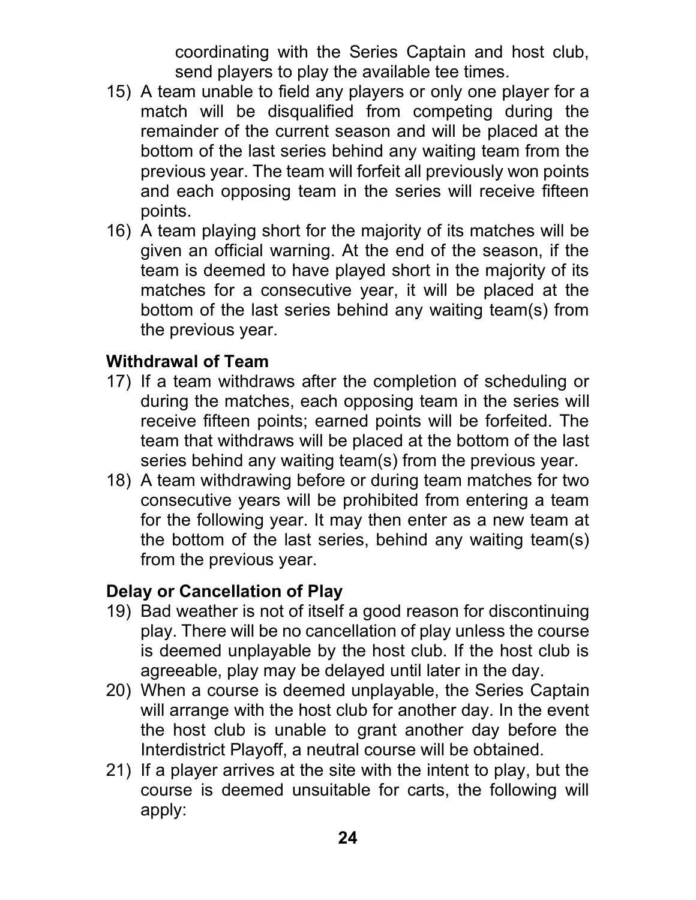coordinating with the Series Captain and host club, send players to play the available tee times.

15) A team unable to field any players or only one player for a match will be disqualified from competing during the remainder of the current season and will be placed at the bottom of the last series behind any waiting team from the previous year. The team will forfeit all previously won points and each opposing team in the series will receive fifteen points.
16) A team playing short for the majority of its matches will be given an official warning. At the end of the season, if the team is deemed to have played short in the majority of its matches for a consecutive year, it will be placed at the bottom of the last series behind any waiting team(s) from the previous year.

**Withdrawal of Team**

17) If a team withdraws after the completion of scheduling or during the matches, each opposing team in the series will receive fifteen points; earned points will be forfeited. The team that withdraws will be placed at the bottom of the last series behind any waiting team(s) from the previous year.
18) A team withdrawing before or during team matches for two consecutive years will be prohibited from entering a team for the following year. It may then enter as a new team at the bottom of the last series, behind any waiting team(s) from the previous year.

**Delay or Cancellation of Play**

19) Bad weather is not of itself a good reason for discontinuing play. There will be no cancellation of play unless the course is deemed unplayable by the host club. If the host club is agreeable, play may be delayed until later in the day.
20) When a course is deemed unplayable, the Series Captain will arrange with the host club for another day. In the event the host club is unable to grant another day before the Interdistrict Playoff, a neutral course will be obtained.
21) If a player arrives at the site with the intent to play, but the course is deemed unsuitable for carts, the following will apply: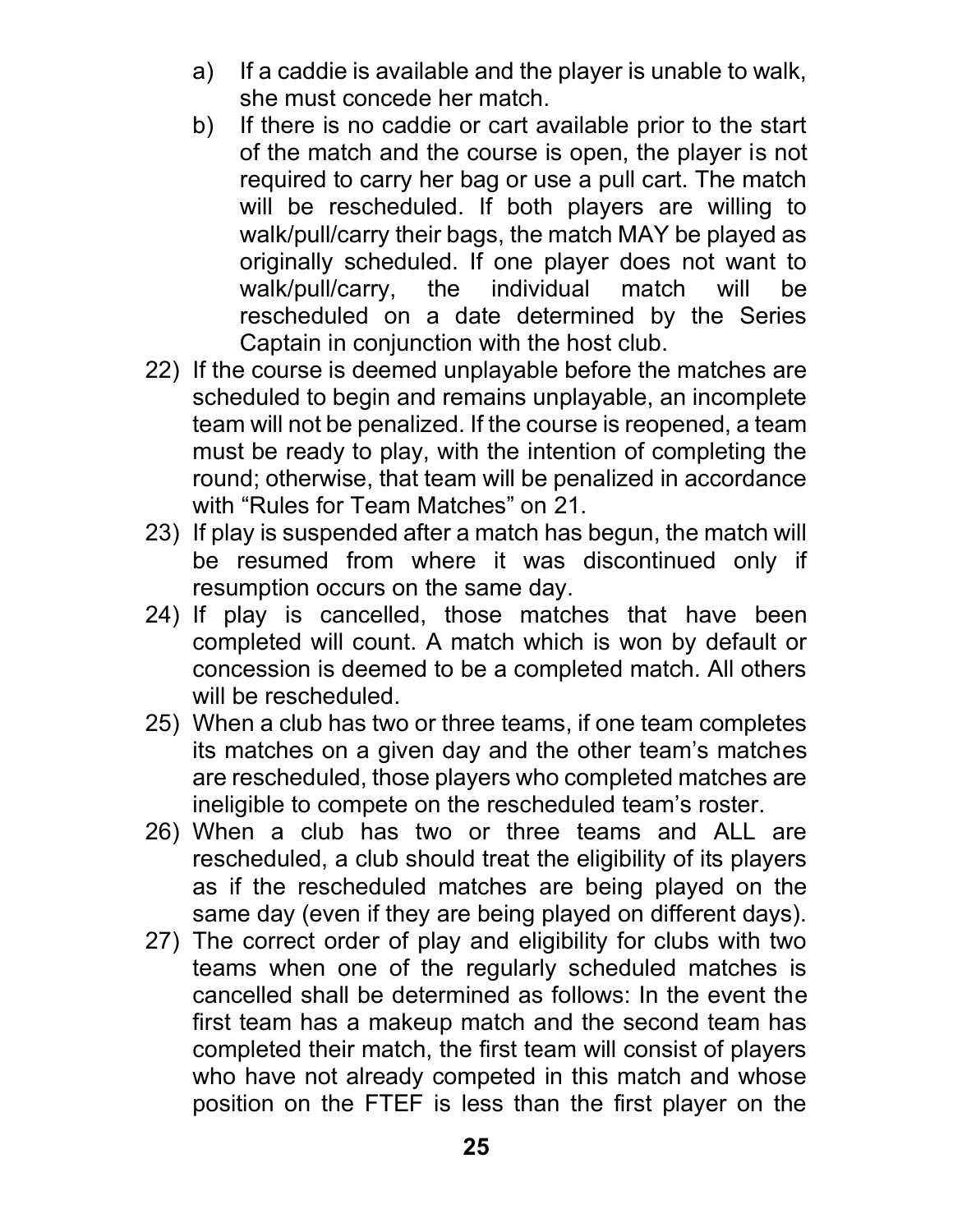a) If a caddie is available and the player is unable to walk, she must concede her match.
b) If there is no caddie or cart available prior to the start of the match and the course is open, the player is not required to carry her bag or use a pull cart. The match will be rescheduled. If both players are willing to walk/pull/carry their bags, the match MAY be played as originally scheduled. If one player does not want to walk/pull/carry, the individual match will be rescheduled on a date determined by the Series Captain in conjunction with the host club.

22) If the course is deemed unplayable before the matches are scheduled to begin and remains unplayable, an incomplete team will not be penalized. If the course is reopened, a team must be ready to play, with the intention of completing the round; otherwise, that team will be penalized in accordance with “Rules for Team Matches” on 21.
23) If play is suspended after a match has begun, the match will be resumed from where it was discontinued only if resumption occurs on the same day.
24) If play is cancelled, those matches that have been completed will count. A match which is won by default or concession is deemed to be a completed match. All others will be rescheduled.
25) When a club has two or three teams, if one team completes its matches on a given day and the other team’s matches are rescheduled, those players who completed matches are ineligible to compete on the rescheduled team’s roster.
26) When a club has two or three teams and ALL are rescheduled, a club should treat the eligibility of its players as if the rescheduled matches are being played on the same day (even if they are being played on different days).
27) The correct order of play and eligibility for clubs with two teams when one of the regularly scheduled matches is cancelled shall be determined as follows: In the event the first team has a makeup match and the second team has completed their match, the first team will consist of players who have not already competed in this match and whose position on the FTEF is less than the first player on the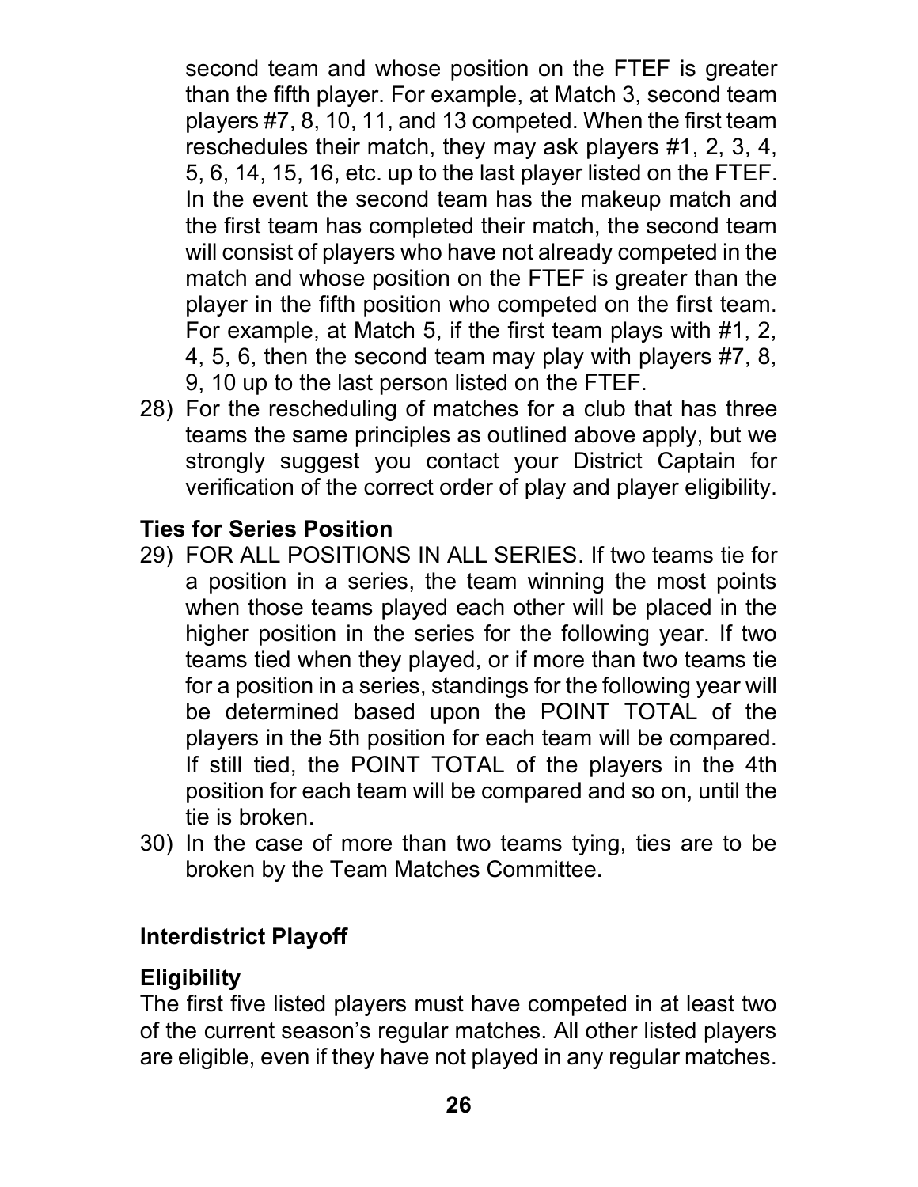second team and whose position on the FTEF is greater than the fifth player. For example, at Match 3, second team players #7, 8, 10, 11, and 13 competed. When the first team reschedules their match, they may ask players #1, 2, 3, 4, 5, 6, 14, 15, 16, etc. up to the last player listed on the FTEF. In the event the second team has the makeup match and the first team has completed their match, the second team will consist of players who have not already competed in the match and whose position on the FTEF is greater than the player in the fifth position who competed on the first team. For example, at Match 5, if the first team plays with #1, 2, 4, 5, 6, then the second team may play with players #7, 8, 9, 10 up to the last person listed on the FTEF.

28) For the rescheduling of matches for a club that has three teams the same principles as outlined above apply, but we strongly suggest you contact your District Captain for verification of the correct order of play and player eligibility.

### Ties for Series Position

29) FOR ALL POSITIONS IN ALL SERIES. If two teams tie for a position in a series, the team winning the most points when those teams played each other will be placed in the higher position in the series for the following year. If two teams tied when they played, or if more than two teams tie for a position in a series, standings for the following year will be determined based upon the POINT TOTAL of the players in the 5th position for each team will be compared. If still tied, the POINT TOTAL of the players in the 4th position for each team will be compared and so on, until the tie is broken.

30) In the case of more than two teams tying, ties are to be broken by the Team Matches Committee.

## Interdistrict Playoff

### Eligibility

The first five listed players must have competed in at least two of the current season's regular matches. All other listed players are eligible, even if they have not played in any regular matches.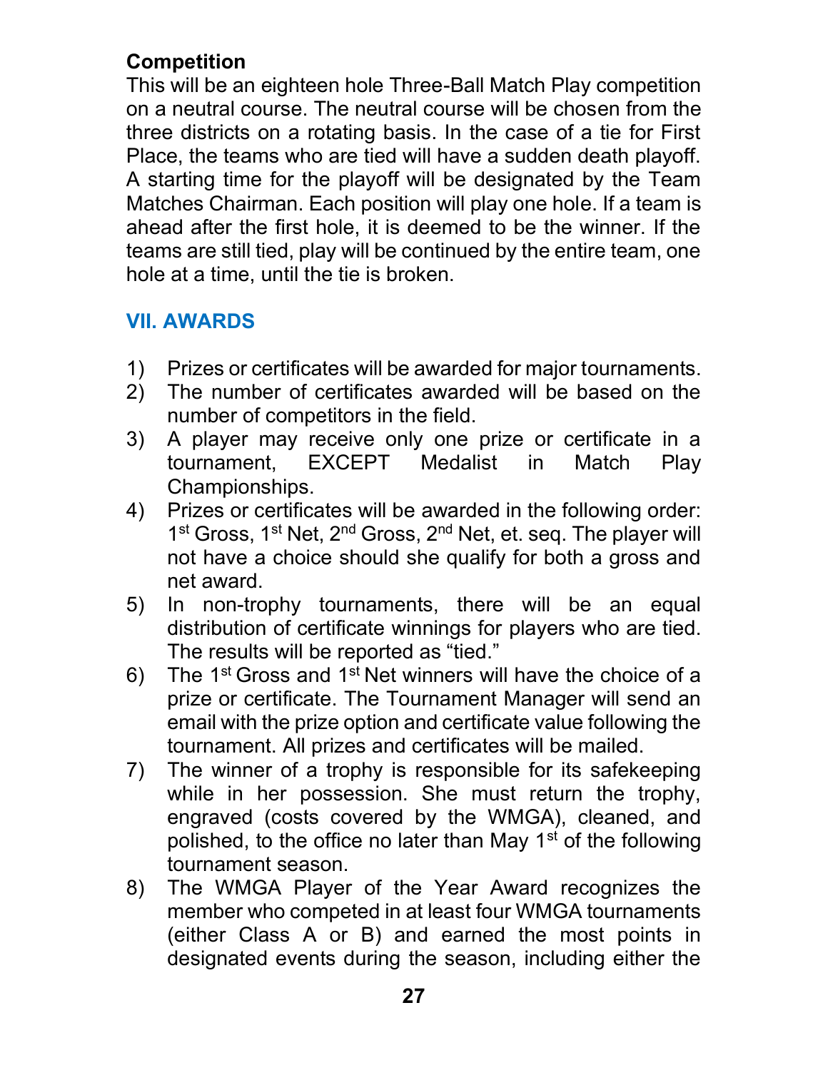**Competition**

This will be an eighteen hole Three-Ball Match Play competition on a neutral course. The neutral course will be chosen from the three districts on a rotating basis. In the case of a tie for First Place, the teams who are tied will have a sudden death playoff. A starting time for the playoff will be designated by the Team Matches Chairman. Each position will play one hole. If a team is ahead after the first hole, it is deemed to be the winner. If the teams are still tied, play will be continued by the entire team, one hole at a time, until the tie is broken.

## VII. AWARDS

1) Prizes or certificates will be awarded for major tournaments.
2) The number of certificates awarded will be based on the number of competitors in the field.
3) A player may receive only one prize or certificate in a tournament, EXCEPT Medalist in Match Play Championships.
4) Prizes or certificates will be awarded in the following order: 1st Gross, 1st Net, 2nd Gross, 2nd Net, et. seq. The player will not have a choice should she qualify for both a gross and net award.
5) In non-trophy tournaments, there will be an equal distribution of certificate winnings for players who are tied. The results will be reported as "tied."
6) The 1st Gross and 1st Net winners will have the choice of a prize or certificate. The Tournament Manager will send an email with the prize option and certificate value following the tournament. All prizes and certificates will be mailed.
7) The winner of a trophy is responsible for its safekeeping while in her possession. She must return the trophy, engraved (costs covered by the WMGA), cleaned, and polished, to the office no later than May 1st of the following tournament season.
8) The WMGA Player of the Year Award recognizes the member who competed in at least four WMGA tournaments (either Class A or B) and earned the most points in designated events during the season, including either the